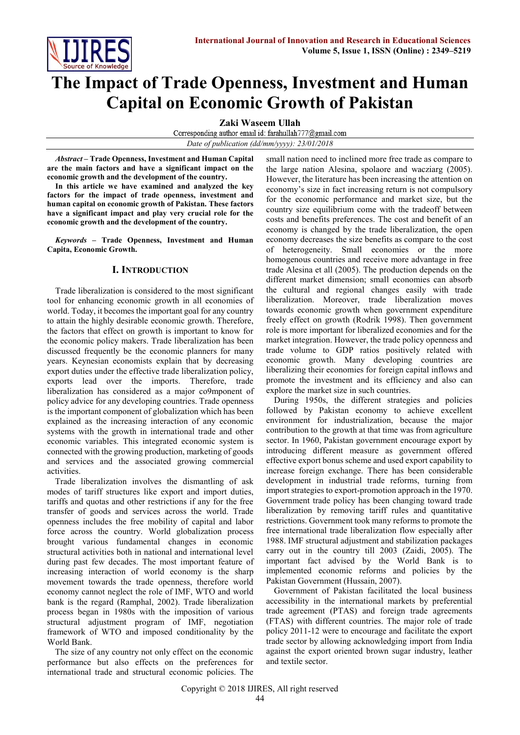# The Impact of Trade Openness, Investment and Human Capital on Economic Growth of Pakistan

**Zaki Waseem Ullah**

Corresponding author email id: farahullah777@gmail.com

*Date of publication (dd/mm/yyyy): 23/01/2018*

***Abstract* – Trade Openness, Investment and Human Capital are the main factors and have a significant impact on the economic growth and the development of the country.**

**In this article we have examined and analyzed the key factors for the impact of trade openness, investment and human capital on economic growth of Pakistan. These factors have a significant impact and play very crucial role for the economic growth and the development of the country.**

***Keywords* – Trade Openness, Investment and Human Capita, Economic Growth.**

## I. Introduction

Trade liberalization is considered to the most significant tool for enhancing economic growth in all economies of world. Today, it becomes the important goal for any country to attain the highly desirable economic growth. Therefore, the factors that effect on growth is important to know for the economic policy makers. Trade liberalization has been discussed frequently be the economic planners for many years. Keynesian economists explain that by decreasing export duties under the effective trade liberalization policy, exports lead over the imports. Therefore, trade liberalization has considered as a major co9mponent of policy advice for any developing countries. Trade openness is the important component of globalization which has been explained as the increasing interaction of any economic systems with the growth in international trade and other economic variables. This integrated economic system is connected with the growing production, marketing of goods and services and the associated growing commercial activities.

Trade liberalization involves the dismantling of ask modes of tariff structures like export and import duties, tariffs and quotas and other restrictions if any for the free transfer of goods and services across the world. Trade openness includes the free mobility of capital and labor force across the country. World globalization process brought various fundamental changes in economic structural activities both in national and international level during past few decades. The most important feature of increasing interaction of world economy is the sharp movement towards the trade openness, therefore world economy cannot neglect the role of IMF, WTO and world bank is the regard (Ramphal, 2002). Trade liberalization process began in 1980s with the imposition of various structural adjustment program of IMF, negotiation framework of WTO and imposed conditionality by the World Bank.

The size of any country not only effect on the economic performance but also effects on the preferences for international trade and structural economic policies. The small nation need to inclined more free trade as compare to the large nation Alesina, spolaore and wacziarg (2005). However, the literature has been increasing the attention on economy's size in fact increasing return is not compulsory for the economic performance and market size, but the country size equilibrium come with the tradeoff between costs and benefits preferences. The cost and benefit of an economy is changed by the trade liberalization, the open economy decreases the size benefits as compare to the cost of heterogeneity. Small economies or the more homogenous countries and receive more advantage in free trade Alesina et all (2005). The production depends on the different market dimension; small economies can absorb the cultural and regional changes easily with trade liberalization. Moreover, trade liberalization moves towards economic growth when government expenditure freely effect on growth (Rodrik 1998). Then government role is more important for liberalized economies and for the market integration. However, the trade policy openness and trade volume to GDP ratios positively related with economic growth. Many developing countries are liberalizing their economies for foreign capital inflows and promote the investment and its efficiency and also can explore the market size in such countries.

During 1950s, the different strategies and policies followed by Pakistan economy to achieve excellent environment for industrialization, because the major contribution to the growth at that time was from agriculture sector. In 1960, Pakistan government encourage export by introducing different measure as government offered effective export bonus scheme and used export capability to increase foreign exchange. There has been considerable development in industrial trade reforms, turning from import strategies to export-promotion approach in the 1970. Government trade policy has been changing toward trade liberalization by removing tariff rules and quantitative restrictions. Government took many reforms to promote the free international trade liberalization flow especially after 1988. IMF structural adjustment and stabilization packages carry out in the country till 2003 (Zaidi, 2005). The important fact advised by the World Bank is to implemented economic reforms and policies by the Pakistan Government (Hussain, 2007).

Government of Pakistan facilitated the local business accessibility in the international markets by preferential trade agreement (PTAS) and foreign trade agreements (FTAS) with different countries. The major role of trade policy 2011-12 were to encourage and facilitate the export trade sector by allowing acknowledging import from India against the export oriented brown sugar industry, leather and textile sector.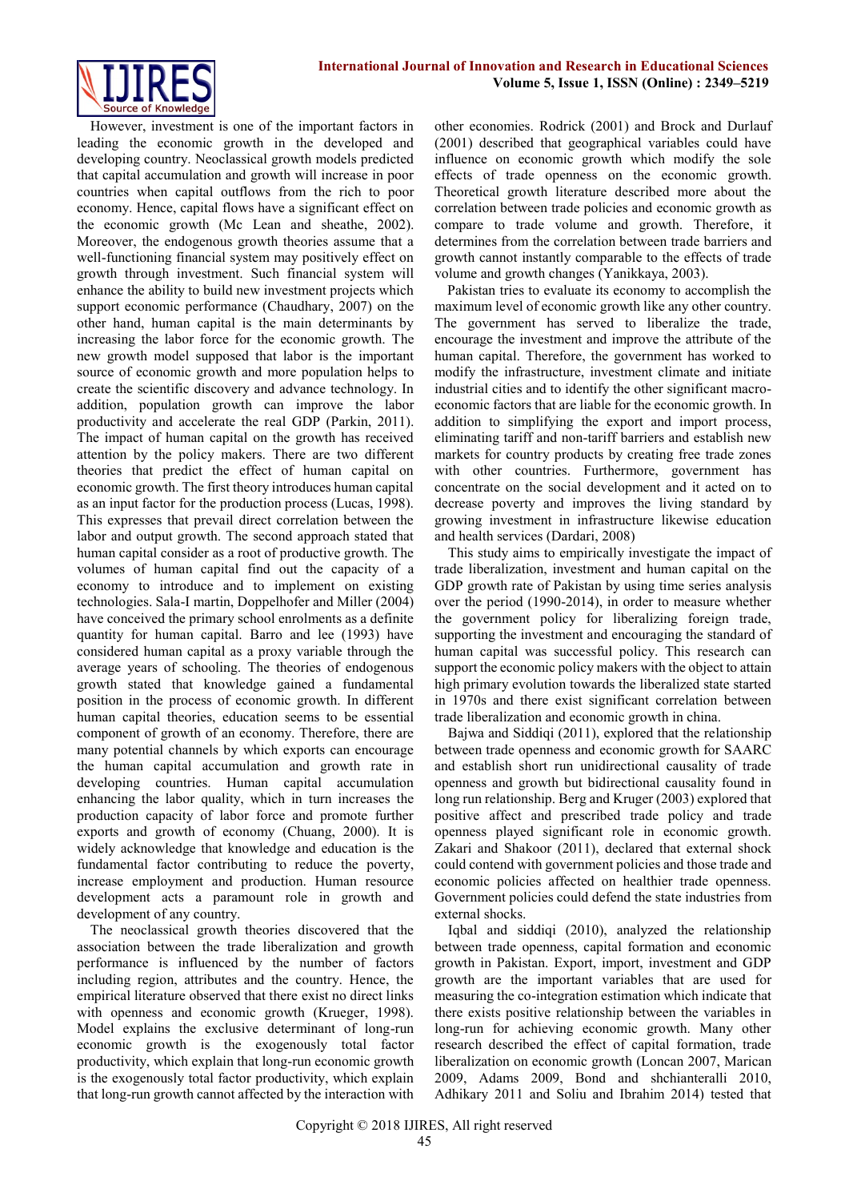However, investment is one of the important factors in leading the economic growth in the developed and developing country. Neoclassical growth models predicted that capital accumulation and growth will increase in poor countries when capital outflows from the rich to poor economy. Hence, capital flows have a significant effect on the economic growth (Mc Lean and sheathe, 2002). Moreover, the endogenous growth theories assume that a well-functioning financial system may positively effect on growth through investment. Such financial system will enhance the ability to build new investment projects which support economic performance (Chaudhary, 2007) on the other hand, human capital is the main determinants by increasing the labor force for the economic growth. The new growth model supposed that labor is the important source of economic growth and more population helps to create the scientific discovery and advance technology. In addition, population growth can improve the labor productivity and accelerate the real GDP (Parkin, 2011). The impact of human capital on the growth has received attention by the policy makers. There are two different theories that predict the effect of human capital on economic growth. The first theory introduces human capital as an input factor for the production process (Lucas, 1998). This expresses that prevail direct correlation between the labor and output growth. The second approach stated that human capital consider as a root of productive growth. The volumes of human capital find out the capacity of a economy to introduce and to implement on existing technologies. Sala-I martin, Doppelhofer and Miller (2004) have conceived the primary school enrolments as a definite quantity for human capital. Barro and lee (1993) have considered human capital as a proxy variable through the average years of schooling. The theories of endogenous growth stated that knowledge gained a fundamental position in the process of economic growth. In different human capital theories, education seems to be essential component of growth of an economy. Therefore, there are many potential channels by which exports can encourage the human capital accumulation and growth rate in developing countries. Human capital accumulation enhancing the labor quality, which in turn increases the production capacity of labor force and promote further exports and growth of economy (Chuang, 2000). It is widely acknowledge that knowledge and education is the fundamental factor contributing to reduce the poverty, increase employment and production. Human resource development acts a paramount role in growth and development of any country.

The neoclassical growth theories discovered that the association between the trade liberalization and growth performance is influenced by the number of factors including region, attributes and the country. Hence, the empirical literature observed that there exist no direct links with openness and economic growth (Krueger, 1998). Model explains the exclusive determinant of long-run economic growth is the exogenously total factor productivity, which explain that long-run economic growth is the exogenously total factor productivity, which explain that long-run growth cannot affected by the interaction with other economies. Rodrick (2001) and Brock and Durlauf (2001) described that geographical variables could have influence on economic growth which modify the sole effects of trade openness on the economic growth. Theoretical growth literature described more about the correlation between trade policies and economic growth as compare to trade volume and growth. Therefore, it determines from the correlation between trade barriers and growth cannot instantly comparable to the effects of trade volume and growth changes (Yanikkaya, 2003).

Pakistan tries to evaluate its economy to accomplish the maximum level of economic growth like any other country. The government has served to liberalize the trade, encourage the investment and improve the attribute of the human capital. Therefore, the government has worked to modify the infrastructure, investment climate and initiate industrial cities and to identify the other significant macro-economic factors that are liable for the economic growth. In addition to simplifying the export and import process, eliminating tariff and non-tariff barriers and establish new markets for country products by creating free trade zones with other countries. Furthermore, government has concentrate on the social development and it acted on to decrease poverty and improves the living standard by growing investment in infrastructure likewise education and health services (Dardari, 2008)

This study aims to empirically investigate the impact of trade liberalization, investment and human capital on the GDP growth rate of Pakistan by using time series analysis over the period (1990-2014), in order to measure whether the government policy for liberalizing foreign trade, supporting the investment and encouraging the standard of human capital was successful policy. This research can support the economic policy makers with the object to attain high primary evolution towards the liberalized state started in 1970s and there exist significant correlation between trade liberalization and economic growth in china.

Bajwa and Siddiqi (2011), explored that the relationship between trade openness and economic growth for SAARC and establish short run unidirectional causality of trade openness and growth but bidirectional causality found in long run relationship. Berg and Kruger (2003) explored that positive affect and prescribed trade policy and trade openness played significant role in economic growth. Zakari and Shakoor (2011), declared that external shock could contend with government policies and those trade and economic policies affected on healthier trade openness. Government policies could defend the state industries from external shocks.

Iqbal and siddiqi (2010), analyzed the relationship between trade openness, capital formation and economic growth in Pakistan. Export, import, investment and GDP growth are the important variables that are used for measuring the co-integration estimation which indicate that there exists positive relationship between the variables in long-run for achieving economic growth. Many other research described the effect of capital formation, trade liberalization on economic growth (Loncan 2007, Marican 2009, Adams 2009, Bond and shchianterali 2010, Adhikary 2011 and Soliu and Ibrahim 2014) tested that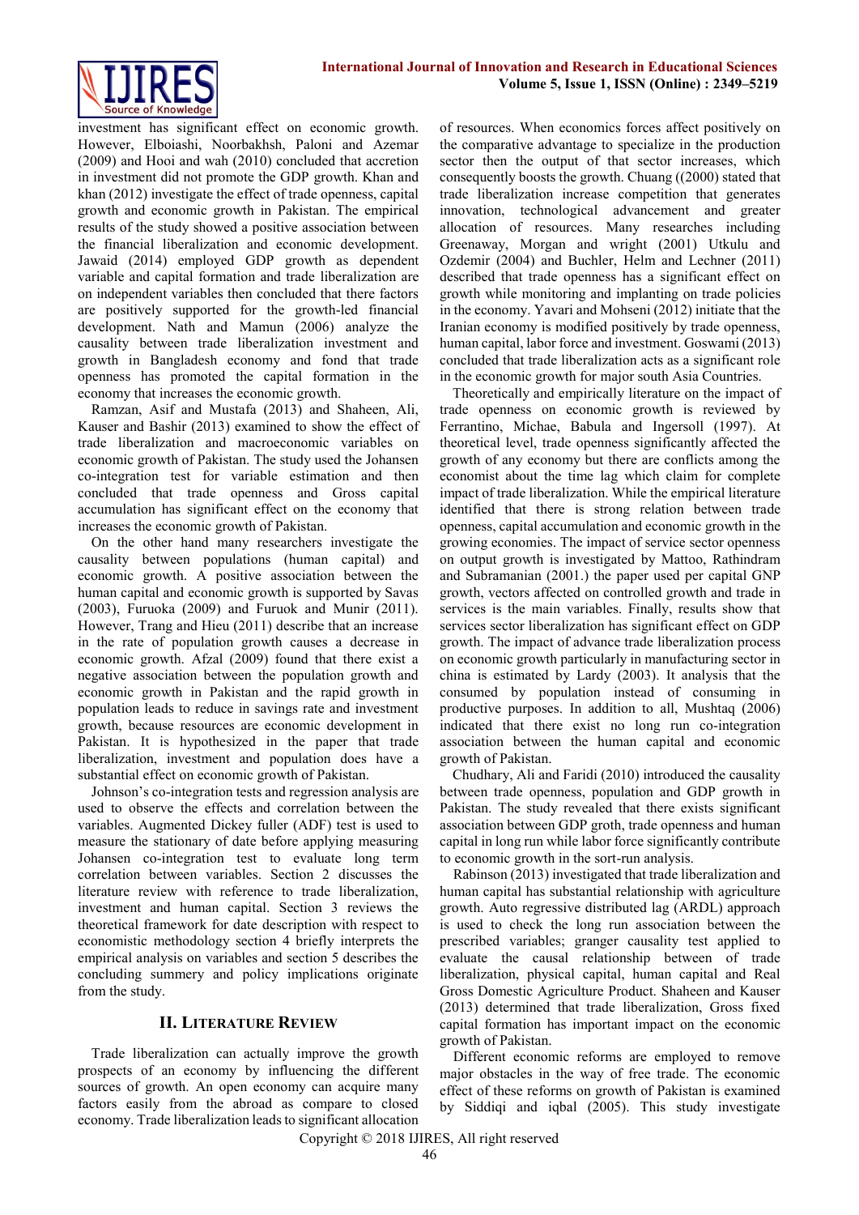investment has significant effect on economic growth. However, Elboiashi, Noorbakhsh, Paloni and Azemar (2009) and Hooi and wah (2010) concluded that accretion in investment did not promote the GDP growth. Khan and khan (2012) investigate the effect of trade openness, capital growth and economic growth in Pakistan. The empirical results of the study showed a positive association between the financial liberalization and economic development. Jawaid (2014) employed GDP growth as dependent variable and capital formation and trade liberalization are on independent variables then concluded that there factors are positively supported for the growth-led financial development. Nath and Mamun (2006) analyze the causality between trade liberalization investment and growth in Bangladesh economy and fond that trade openness has promoted the capital formation in the economy that increases the economic growth.

Ramzan, Asif and Mustafa (2013) and Shaheen, Ali, Kauser and Bashir (2013) examined to show the effect of trade liberalization and macroeconomic variables on economic growth of Pakistan. The study used the Johansen co-integration test for variable estimation and then concluded that trade openness and Gross capital accumulation has significant effect on the economy that increases the economic growth of Pakistan.

On the other hand many researchers investigate the causality between populations (human capital) and economic growth. A positive association between the human capital and economic growth is supported by Savas (2003), Furuoka (2009) and Furuok and Munir (2011). However, Trang and Hieu (2011) describe that an increase in the rate of population growth causes a decrease in economic growth. Afzal (2009) found that there exist a negative association between the population growth and economic growth in Pakistan and the rapid growth in population leads to reduce in savings rate and investment growth, because resources are economic development in Pakistan. It is hypothesized in the paper that trade liberalization, investment and population does have a substantial effect on economic growth of Pakistan.

Johnson's co-integration tests and regression analysis are used to observe the effects and correlation between the variables. Augmented Dickey fuller (ADF) test is used to measure the stationary of date before applying measuring Johansen co-integration test to evaluate long term correlation between variables. Section 2 discusses the literature review with reference to trade liberalization, investment and human capital. Section 3 reviews the theoretical framework for date description with respect to economistic methodology section 4 briefly interprets the empirical analysis on variables and section 5 describes the concluding summery and policy implications originate from the study.

## II. Literature Review

Trade liberalization can actually improve the growth prospects of an economy by influencing the different sources of growth. An open economy can acquire many factors easily from the abroad as compare to closed economy. Trade liberalization leads to significant allocation of resources. When economics forces affect positively on the comparative advantage to specialize in the production sector then the output of that sector increases, which consequently boosts the growth. Chuang ((2000) stated that trade liberalization increase competition that generates innovation, technological advancement and greater allocation of resources. Many researches including Greenaway, Morgan and wright (2001) Utkulu and Ozdemir (2004) and Buchler, Helm and Lechner (2011) described that trade openness has a significant effect on growth while monitoring and implanting on trade policies in the economy. Yavari and Mohseni (2012) initiate that the Iranian economy is modified positively by trade openness, human capital, labor force and investment. Goswami (2013) concluded that trade liberalization acts as a significant role in the economic growth for major south Asia Countries.

Theoretically and empirically literature on the impact of trade openness on economic growth is reviewed by Ferrantino, Michae, Babula and Ingersoll (1997). At theoretical level, trade openness significantly affected the growth of any economy but there are conflicts among the economist about the time lag which claim for complete impact of trade liberalization. While the empirical literature identified that there is strong relation between trade openness, capital accumulation and economic growth in the growing economies. The impact of service sector openness on output growth is investigated by Mattoo, Rathindram and Subramanian (2001.) the paper used per capital GNP growth, vectors affected on controlled growth and trade in services is the main variables. Finally, results show that services sector liberalization has significant effect on GDP growth. The impact of advance trade liberalization process on economic growth particularly in manufacturing sector in china is estimated by Lardy (2003). It analysis that the consumed by population instead of consuming in productive purposes. In addition to all, Mushtaq (2006) indicated that there exist no long run co-integration association between the human capital and economic growth of Pakistan.

Chudhary, Ali and Faridi (2010) introduced the causality between trade openness, population and GDP growth in Pakistan. The study revealed that there exists significant association between GDP groth, trade openness and human capital in long run while labor force significantly contribute to economic growth in the sort-run analysis.

Rabinson (2013) investigated that trade liberalization and human capital has substantial relationship with agriculture growth. Auto regressive distributed lag (ARDL) approach is used to check the long run association between the prescribed variables; granger causality test applied to evaluate the causal relationship between of trade liberalization, physical capital, human capital and Real Gross Domestic Agriculture Product. Shaheen and Kauser (2013) determined that trade liberalization, Gross fixed capital formation has important impact on the economic growth of Pakistan.

Different economic reforms are employed to remove major obstacles in the way of free trade. The economic effect of these reforms on growth of Pakistan is examined by Siddiqi and iqbal (2005). This study investigate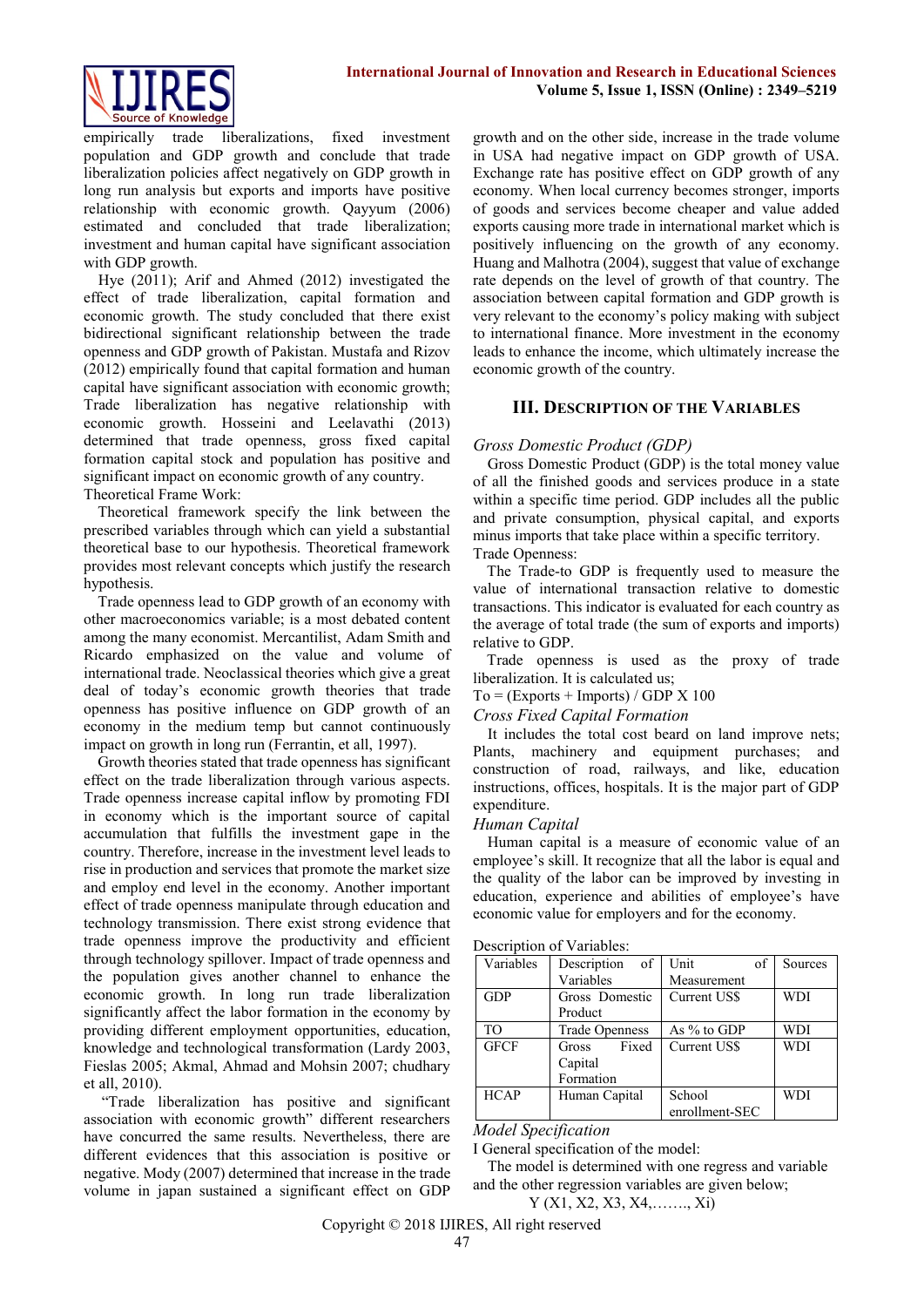empirically trade liberalizations, fixed investment population and GDP growth and conclude that trade liberalization policies affect negatively on GDP growth in long run analysis but exports and imports have positive relationship with economic growth. Qayyum (2006) estimated and concluded that trade liberalization; investment and human capital have significant association with GDP growth.

Hye (2011); Arif and Ahmed (2012) investigated the effect of trade liberalization, capital formation and economic growth. The study concluded that there exist bidirectional significant relationship between the trade openness and GDP growth of Pakistan. Mustafa and Rizov (2012) empirically found that capital formation and human capital have significant association with economic growth; Trade liberalization has negative relationship with economic growth. Hosseini and Leelavathi (2013) determined that trade openness, gross fixed capital formation capital stock and population has positive and significant impact on economic growth of any country.

Theoretical Frame Work:

Theoretical framework specify the link between the prescribed variables through which can yield a substantial theoretical base to our hypothesis. Theoretical framework provides most relevant concepts which justify the research hypothesis.

Trade openness lead to GDP growth of an economy with other macroeconomics variable; is a most debated content among the many economist. Mercantilist, Adam Smith and Ricardo emphasized on the value and volume of international trade. Neoclassical theories which give a great deal of today's economic growth theories that trade openness has positive influence on GDP growth of an economy in the medium temp but cannot continuously impact on growth in long run (Ferrantin, et all, 1997).

Growth theories stated that trade openness has significant effect on the trade liberalization through various aspects. Trade openness increase capital inflow by promoting FDI in economy which is the important source of capital accumulation that fulfills the investment gape in the country. Therefore, increase in the investment level leads to rise in production and services that promote the market size and employ end level in the economy. Another important effect of trade openness manipulate through education and technology transmission. There exist strong evidence that trade openness improve the productivity and efficient through technology spillover. Impact of trade openness and the population gives another channel to enhance the economic growth. In long run trade liberalization significantly affect the labor formation in the economy by providing different employment opportunities, education, knowledge and technological transformation (Lardy 2003, Fieslas 2005; Akmal, Ahmad and Mohsin 2007; chudhary et all, 2010).

"Trade liberalization has positive and significant association with economic growth" different researchers have concurred the same results. Nevertheless, there are different evidences that this association is positive or negative. Mody (2007) determined that increase in the trade volume in japan sustained a significant effect on GDP growth and on the other side, increase in the trade volume in USA had negative impact on GDP growth of USA. Exchange rate has positive effect on GDP growth of any economy. When local currency becomes stronger, imports of goods and services become cheaper and value added exports causing more trade in international market which is positively influencing on the growth of any economy. Huang and Malhotra (2004), suggest that value of exchange rate depends on the level of growth of that country. The association between capital formation and GDP growth is very relevant to the economy's policy making with subject to international finance. More investment in the economy leads to enhance the income, which ultimately increase the economic growth of the country.

## III. Description of the Variables

*Gross Domestic Product (GDP)*

Gross Domestic Product (GDP) is the total money value of all the finished goods and services produce in a state within a specific time period. GDP includes all the public and private consumption, physical capital, and exports minus imports that take place within a specific territory.

Trade Openness:

The Trade-to GDP is frequently used to measure the value of international transaction relative to domestic transactions. This indicator is evaluated for each country as the average of total trade (the sum of exports and imports) relative to GDP.

Trade openness is used as the proxy of trade liberalization. It is calculated us;

To = (Exports + Imports) / GDP X 100

*Cross Fixed Capital Formation*

It includes the total cost beard on land improve nets; Plants, machinery and equipment purchases; and construction of road, railways, and like, education instructions, offices, hospitals. It is the major part of GDP expenditure.

*Human Capital*

Human capital is a measure of economic value of an employee's skill. It recognize that all the labor is equal and the quality of the labor can be improved by investing in education, experience and abilities of employee's have economic value for employers and for the economy.

Description of Variables:

| Variables | Description of Variables | Unit of Measurement | Sources |
|---|---|---|---|
| GDP | Gross Domestic Product | Current US$ | WDI |
| TO | Trade Openness | As % to GDP | WDI |
| GFCF | Gross Fixed Capital Formation | Current US$ | WDI |
| HCAP | Human Capital | School enrollment-SEC | WDI |

*Model Specification*

I General specification of the model:

The model is determined with one regress and variable and the other regression variables are given below;

Y (X1, X2, X3, X4,……., Xi)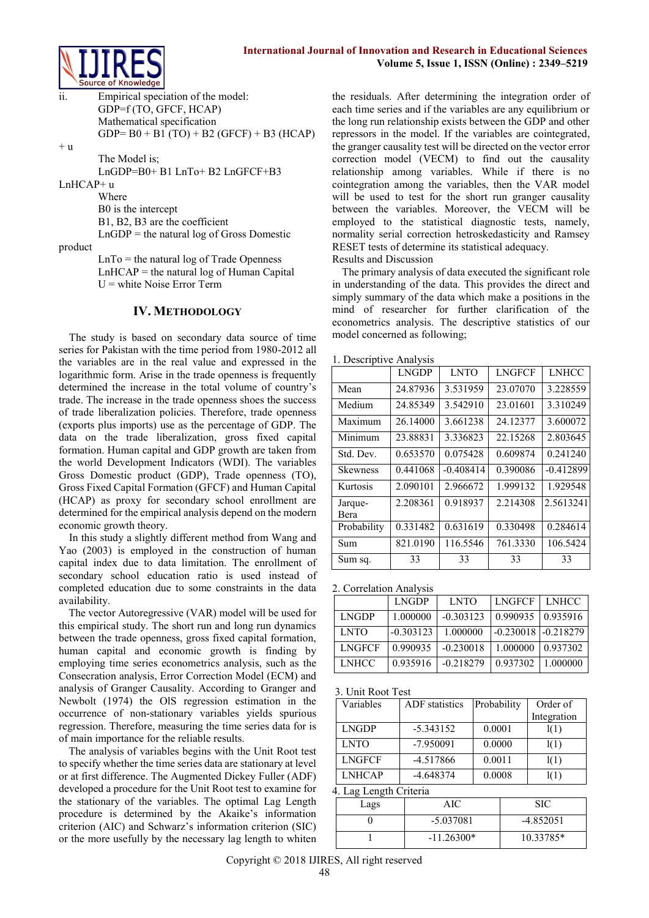ii. Empirical speciation of the model:

GDP=f (TO, GFCF, HCAP)

Mathematical specification

GDP= B0 + B1 (TO) + B2 (GFCF) + B3 (HCAP) + u

The Model is;

LnGDP=B0+ B1 LnTo+ B2 LnGFCF+B3 LnHCAP+ u

Where

B0 is the intercept

B1, B2, B3 are the coefficient

LnGDP = the natural log of Gross Domestic product

LnTo = the natural log of Trade Openness

LnHCAP = the natural log of Human Capital

U = white Noise Error Term

## IV. Methodology

The study is based on secondary data source of time series for Pakistan with the time period from 1980-2012 all the variables are in the real value and expressed in the logarithmic form. Arise in the trade openness is frequently determined the increase in the total volume of country's trade. The increase in the trade openness shoes the success of trade liberalization policies. Therefore, trade openness (exports plus imports) use as the percentage of GDP. The data on the trade liberalization, gross fixed capital formation. Human capital and GDP growth are taken from the world Development Indicators (WDI). The variables Gross Domestic product (GDP), Trade openness (TO), Gross Fixed Capital Formation (GFCF) and Human Capital (HCAP) as proxy for secondary school enrollment are determined for the empirical analysis depend on the modern economic growth theory.

In this study a slightly different method from Wang and Yao (2003) is employed in the construction of human capital index due to data limitation. The enrollment of secondary school education ratio is used instead of completed education due to some constraints in the data availability.

The vector Autoregressive (VAR) model will be used for this empirical study. The short run and long run dynamics between the trade openness, gross fixed capital formation, human capital and economic growth is finding by employing time series econometrics analysis, such as the Consecration analysis, Error Correction Model (ECM) and analysis of Granger Causality. According to Granger and Newbolt (1974) the OlS regression estimation in the occurrence of non-stationary variables yields spurious regression. Therefore, measuring the time series data for is of main importance for the reliable results.

The analysis of variables begins with the Unit Root test to specify whether the time series data are stationary at level or at first difference. The Augmented Dickey Fuller (ADF) developed a procedure for the Unit Root test to examine for the stationary of the variables. The optimal Lag Length procedure is determined by the Akaike's information criterion (AIC) and Schwarz's information criterion (SIC) or the more usefully by the necessary lag length to whiten the residuals. After determining the integration order of each time series and if the variables are any equilibrium or the long run relationship exists between the GDP and other repressors in the model. If the variables are cointegrated, the granger causality test will be directed on the vector error correction model (VECM) to find out the causality relationship among variables. While if there is no cointegration among the variables, then the VAR model will be used to test for the short run granger causality between the variables. Moreover, the VECM will be employed to the statistical diagnostic tests, namely, normality serial correction hetroskedasticity and Ramsey RESET tests of determine its statistical adequacy.

Results and Discussion

The primary analysis of data executed the significant role in understanding of the data. This provides the direct and simply summary of the data which make a positions in the mind of researcher for further clarification of the econometrics analysis. The descriptive statistics of our model concerned as following;

1. Descriptive Analysis

| | LNGDP | LNTO | LNGFCF | LNHCC |
|---|---|---|---|---|
| Mean | 24.87936 | 3.531959 | 23.07070 | 3.228559 |
| Medium | 24.85349 | 3.542910 | 23.01601 | 3.310249 |
| Maximum | 26.14000 | 3.661238 | 24.12377 | 3.600072 |
| Minimum | 23.88831 | 3.336823 | 22.15268 | 2.803645 |
| Std. Dev. | 0.653570 | 0.075428 | 0.609874 | 0.241240 |
| Skewness | 0.441068 | -0.408414 | 0.390086 | -0.412899 |
| Kurtosis | 2.090101 | 2.966672 | 1.999132 | 1.929548 |
| Jarque-Bera | 2.208361 | 0.918937 | 2.214308 | 2.5613241 |
| Probability | 0.331482 | 0.631619 | 0.330498 | 0.284614 |
| Sum | 821.0190 | 116.5546 | 761.3330 | 106.5424 |
| Sum sq. | 33 | 33 | 33 | 33 |

2. Correlation Analysis

| | LNGDP | LNTO | LNGFCF | LNHCC |
|---|---|---|---|---|
| LNGDP | 1.000000 | -0.303123 | 0.990935 | 0.935916 |
| LNTO | -0.303123 | 1.000000 | -0.230018 | -0.218279 |
| LNGFCF | 0.990935 | -0.230018 | 1.000000 | 0.937302 |
| LNHCC | 0.935916 | -0.218279 | 0.937302 | 1.000000 |

3. Unit Root Test

| Variables | ADF statistics | Probability | Order of Integration |
|---|---|---|---|
| LNGDP | -5.343152 | 0.0001 | I(1) |
| LNTO | -7.950091 | 0.0000 | I(1) |
| LNGFCF | -4.517866 | 0.0011 | I(1) |
| LNHCAP | -4.648374 | 0.0008 | I(1) |

4. Lag Length Criteria

| Lags | AIC | SIC |
|---|---|---|
| 0 | -5.037081 | -4.852051 |
| 1 | -11.26300* | 10.33785* |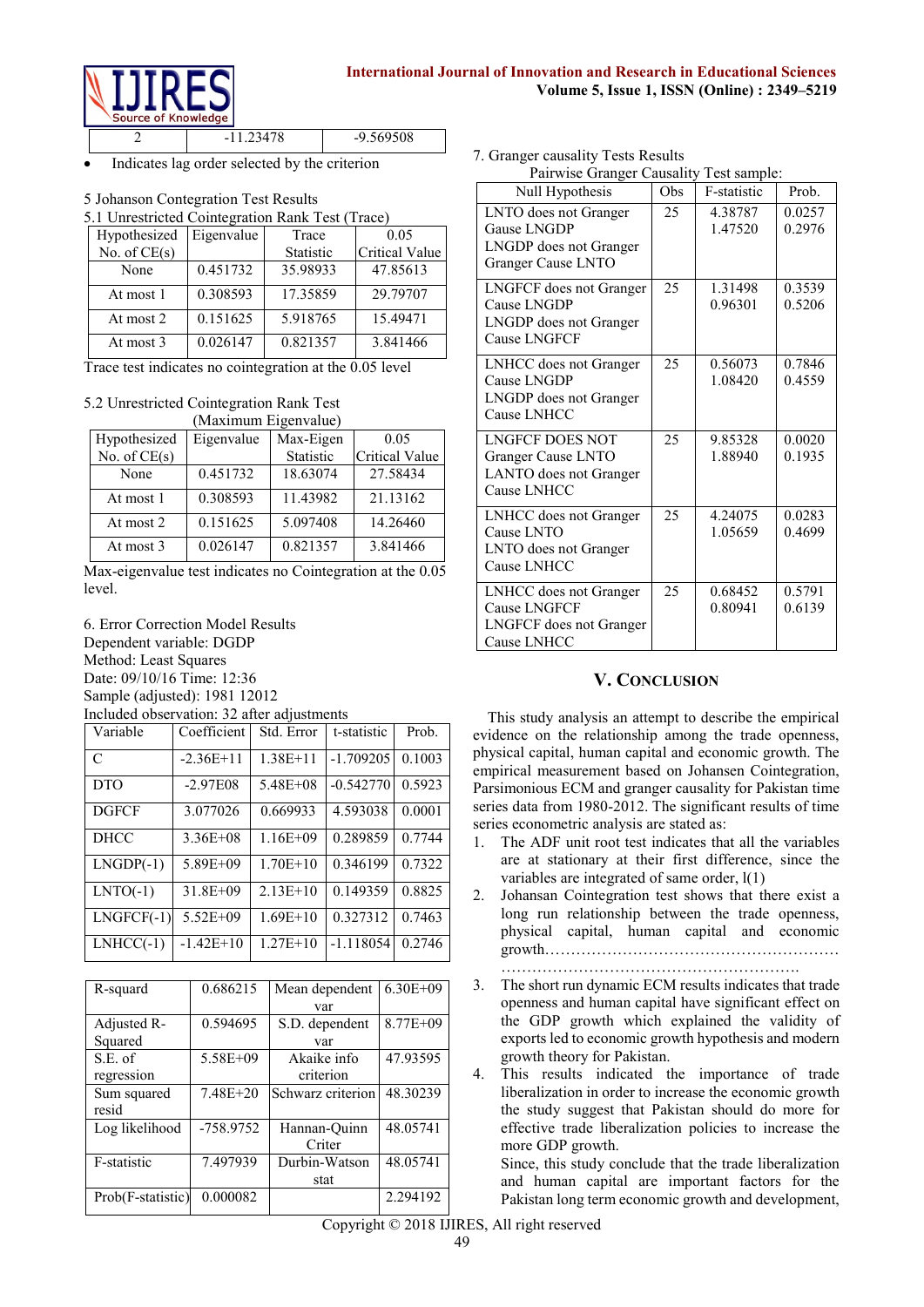| 2 | -11.23478 | -9.569508 |
|---|---|---|

- Indicates lag order selected by the criterion

5 Johanson Contegration Test Results

5.1 Unrestricted Cointegration Rank Test (Trace)

| Hypothesized No. of CE(s) | Eigenvalue | Trace Statistic | 0.05 Critical Value |
|---|---|---|---|
| None | 0.451732 | 35.98933 | 47.85613 |
| At most 1 | 0.308593 | 17.35859 | 29.79707 |
| At most 2 | 0.151625 | 5.918765 | 15.49471 |
| At most 3 | 0.026147 | 0.821357 | 3.841466 |

Trace test indicates no cointegration at the 0.05 level

5.2 Unrestricted Cointegration Rank Test (Maximum Eigenvalue)

| Hypothesized No. of CE(s) | Eigenvalue | Max-Eigen Statistic | 0.05 Critical Value |
|---|---|---|---|
| None | 0.451732 | 18.63074 | 27.58434 |
| At most 1 | 0.308593 | 11.43982 | 21.13162 |
| At most 2 | 0.151625 | 5.097408 | 14.26460 |
| At most 3 | 0.026147 | 0.821357 | 3.841466 |

Max-eigenvalue test indicates no Cointegration at the 0.05 level.

6. Error Correction Model Results

Dependent variable: DGDP

Method: Least Squares

Date: 09/10/16 Time: 12:36

Sample (adjusted): 1981 12012

Included observation: 32 after adjustments

| Variable | Coefficient | Std. Error | t-statistic | Prob. |
|---|---|---|---|---|
| C | -2.36E+11 | 1.38E+11 | -1.709205 | 0.1003 |
| DTO | -2.97E08 | 5.48E+08 | -0.542770 | 0.5923 |
| DGFCF | 3.077026 | 0.669933 | 4.593038 | 0.0001 |
| DHCC | 3.36E+08 | 1.16E+09 | 0.289859 | 0.7744 |
| LNGDP(-1) | 5.89E+09 | 1.70E+10 | 0.346199 | 0.7322 |
| LNTO(-1) | 31.8E+09 | 2.13E+10 | 0.149359 | 0.8825 |
| LNGFCF(-1) | 5.52E+09 | 1.69E+10 | 0.327312 | 0.7463 |
| LNHCC(-1) | -1.42E+10 | 1.27E+10 | -1.118054 | 0.2746 |

| | | | |
|---|---|---|---|
| R-squard | 0.686215 | Mean dependent var | 6.30E+09 |
| Adjusted R-Squared | 0.594695 | S.D. dependent var | 8.77E+09 |
| S.E. of regression | 5.58E+09 | Akaike info criterion | 47.93595 |
| Sum squared resid | 7.48E+20 | Schwarz criterion | 48.30239 |
| Log likelihood | -758.9752 | Hannan-Quinn Criter | 48.05741 |
| F-statistic | 7.497939 | Durbin-Watson stat | 48.05741 |
| Prob(F-statistic) | 0.000082 | | 2.294192 |

7. Granger causality Tests Results

Pairwise Granger Causality Test sample:

| Null Hypothesis | Obs | F-statistic | Prob. |
|---|---|---|---|
| LNTO does not Granger Gause LNGDP<br>LNGDP does not Granger Granger Cause LNTO | 25 | 4.38787<br>1.47520 | 0.0257<br>0.2976 |
| LNGFCF does not Granger Cause LNGDP<br>LNGDP does not Granger Cause LNGFCF | 25 | 1.31498<br>0.96301 | 0.3539<br>0.5206 |
| LNHCC does not Granger Cause LNGDP<br>LNGDP does not Granger Cause LNHCC | 25 | 0.56073<br>1.08420 | 0.7846<br>0.4559 |
| LNGFCF DOES NOT Granger Cause LNTO<br>LANTO does not Granger Cause LNHCC | 25 | 9.85328<br>1.88940 | 0.0020<br>0.1935 |
| LNHCC does not Granger Cause LNTO<br>LNTO does not Granger Cause LNHCC | 25 | 4.24075<br>1.05659 | 0.0283<br>0.4699 |
| LNHCC does not Granger Cause LNGFCF<br>LNGFCF does not Granger Cause LNHCC | 25 | 0.68452<br>0.80941 | 0.5791<br>0.6139 |

## V. Conclusion

This study analysis an attempt to describe the empirical evidence on the relationship among the trade openness, physical capital, human capital and economic growth. The empirical measurement based on Johansen Cointegration, Parsimonious ECM and granger causality for Pakistan time series data from 1980-2012. The significant results of time series econometric analysis are stated as:

1. The ADF unit root test indicates that all the variables are at stationary at their first difference, since the variables are integrated of same order, l(1)
2. Johansan Cointegration test shows that there exist a long run relationship between the trade openness, physical capital, human capital and economic growth……………………………………………………………………………………………………….
3. The short run dynamic ECM results indicates that trade openness and human capital have significant effect on the GDP growth which explained the validity of exports led to economic growth hypothesis and modern growth theory for Pakistan.
4. This results indicated the importance of trade liberalization in order to increase the economic growth the study suggest that Pakistan should do more for effective trade liberalization policies to increase the more GDP growth.

   Since, this study conclude that the trade liberalization and human capital are important factors for the Pakistan long term economic growth and development,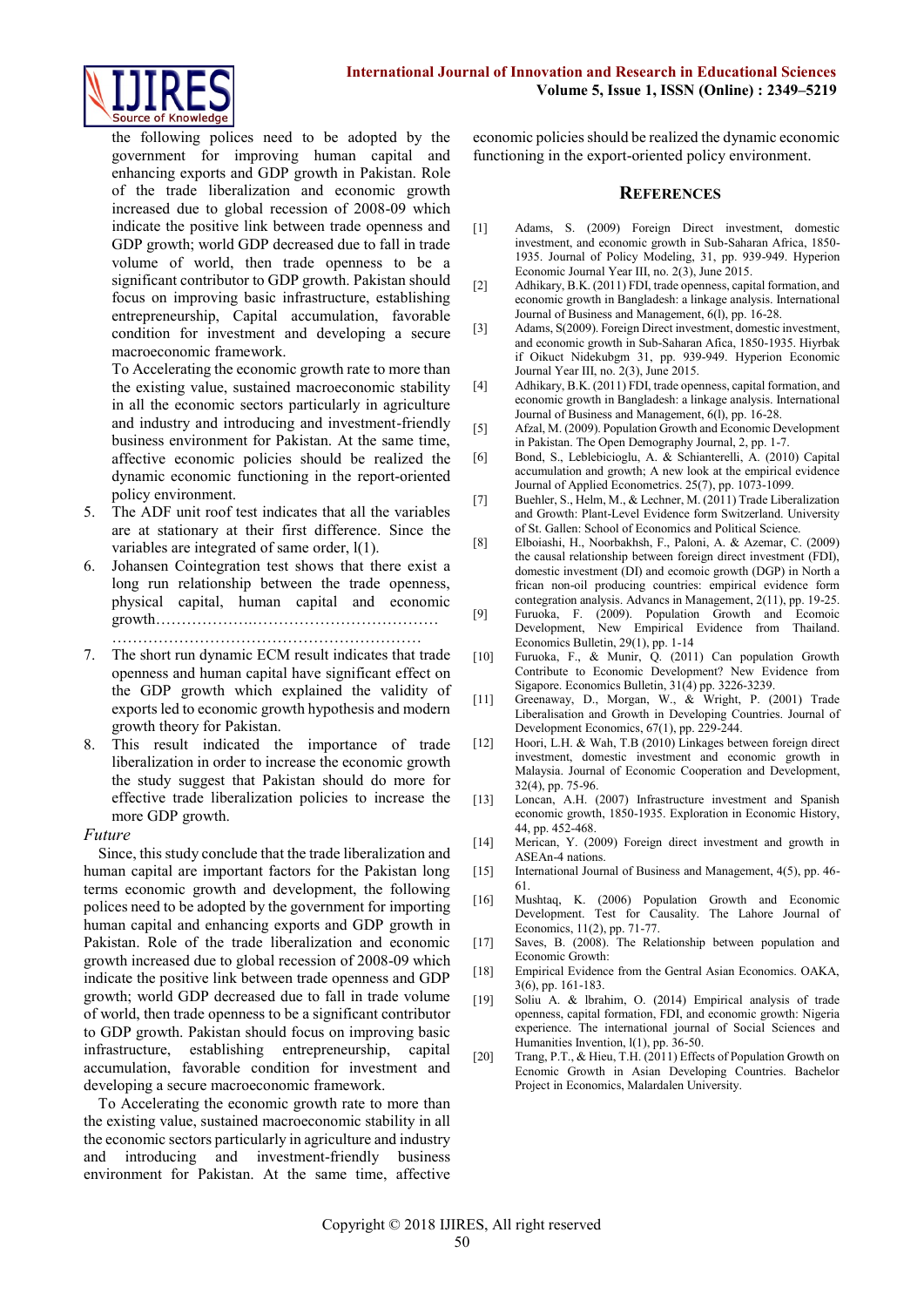the following polices need to be adopted by the government for improving human capital and enhancing exports and GDP growth in Pakistan. Role of the trade liberalization and economic growth increased due to global recession of 2008-09 which indicate the positive link between trade openness and GDP growth; world GDP decreased due to fall in trade volume of world, then trade openness to be a significant contributor to GDP growth. Pakistan should focus on improving basic infrastructure, establishing entrepreneurship, Capital accumulation, favorable condition for investment and developing a secure macroeconomic framework.

To Accelerating the economic growth rate to more than the existing value, sustained macroeconomic stability in all the economic sectors particularly in agriculture and industry and introducing and investment-friendly business environment for Pakistan. At the same time, affective economic policies should be realized the dynamic economic functioning in the report-oriented policy environment.

5. The ADF unit roof test indicates that all the variables are at stationary at their first difference. Since the variables are integrated of same order, l(1).
6. Johansen Cointegration test shows that there exist a long run relationship between the trade openness, physical capital, human capital and economic growth………………….……………………………… ……………………………………………………
7. The short run dynamic ECM result indicates that trade openness and human capital have significant effect on the GDP growth which explained the validity of exports led to economic growth hypothesis and modern growth theory for Pakistan.
8. This result indicated the importance of trade liberalization in order to increase the economic growth the study suggest that Pakistan should do more for effective trade liberalization policies to increase the more GDP growth.

*Future*

Since, this study conclude that the trade liberalization and human capital are important factors for the Pakistan long terms economic growth and development, the following polices need to be adopted by the government for importing human capital and enhancing exports and GDP growth in Pakistan. Role of the trade liberalization and economic growth increased due to global recession of 2008-09 which indicate the positive link between trade openness and GDP growth; world GDP decreased due to fall in trade volume of world, then trade openness to be a significant contributor to GDP growth. Pakistan should focus on improving basic infrastructure, establishing entrepreneurship, capital accumulation, favorable condition for investment and developing a secure macroeconomic framework.

To Accelerating the economic growth rate to more than the existing value, sustained macroeconomic stability in all the economic sectors particularly in agriculture and industry and introducing and investment-friendly business environment for Pakistan. At the same time, affective economic policies should be realized the dynamic economic functioning in the export-oriented policy environment.

## References

[1] Adams, S. (2009) Foreign Direct investment, domestic investment, and economic growth in Sub-Saharan Africa, 1850-1935. Journal of Policy Modeling, 31, pp. 939-949. Hyperion Economic Journal Year III, no. 2(3), June 2015.

[2] Adhikary, B.K. (2011) FDI, trade openness, capital formation, and economic growth in Bangladesh: a linkage analysis. International Journal of Business and Management, 6(l), pp. 16-28.

[3] Adams, S(2009). Foreign Direct investment, domestic investment, and economic growth in Sub-Saharan Africa, 1850-1935. Hiyrbak if Oikuct Nidekubgm 31, pp. 939-949. Hyperion Economic Journal Year III, no. 2(3), June 2015.

[4] Adhikary, B.K. (2011) FDI, trade openness, capital formation, and economic growth in Bangladesh: a linkage analysis. International Journal of Business and Management, 6(l), pp. 16-28.

[5] Afzal, M. (2009). Population Growth and Economic Development in Pakistan. The Open Demography Journal, 2, pp. 1-7.

[6] Bond, S., Leblebicioglu, A. & Schianterelli, A. (2010) Capital accumulation and growth; A new look at the empirical evidence Journal of Applied Econometrics. 25(7), pp. 1073-1099.

[7] Buehler, S., Helm, M., & Lechner, M. (2011) Trade Liberalization and Growth: Plant-Level Evidence form Switzerland. University of St. Gallen: School of Economics and Political Science.

[8] Elboiashi, H., Noorbakhsh, F., Paloni, A. & Azemar, C. (2009) the causal relationship between foreign direct investment (FDI), domestic investment (DI) and ecomoic growth (DGP) in North a frican non-oil producing countries: empirical evidence form contegration analysis. Advances in Management, 2(11), pp. 19-25.

[9] Furuoka, F. (2009). Population Growth and Ecomoic Development, New Empirical Evidence from Thailand. Economics Bulletin, 29(1), pp. 1-14

[10] Furuoka, F., & Munir, Q. (2011) Can population Growth Contribute to Economic Development? New Evidence from Sigapore. Economics Bulletin, 31(4) pp. 3226-3239.

[11] Greenaway, D., Morgan, W., & Wright, P. (2001) Trade Liberalisation and Growth in Developing Countries. Journal of Development Economics, 67(1), pp. 229-244.

[12] Hoori, L.H. & Wah, T.B (2010) Linkages between foreign direct investment, domestic investment and economic growth in Malaysia. Journal of Economic Cooperation and Development, 32(4), pp. 75-96.

[13] Loncan, A.H. (2007) Infrastructure investment and Spanish economic growth, 1850-1935. Exploration in Economic History, 44, pp. 452-468.

[14] Merican, Y. (2009) Foreign direct investment and growth in ASEAn-4 nations.

[15] International Journal of Business and Management, 4(5), pp. 46-61.

[16] Mushtaq, K. (2006) Population Growth and Economic Development. Test for Causality. The Lahore Journal of Economics, 11(2), pp. 71-77.

[17] Saves, B. (2008). The Relationship between population and Economic Growth:

[18] Empirical Evidence from the Gentral Asian Economics. OAKA, 3(6), pp. 161-183.

[19] Soliu A. & lbrahim, O. (2014) Empirical analysis of trade openness, capital formation, FDI, and economic growth: Nigeria experience. The international journal of Social Sciences and Humanities Invention, l(1), pp. 36-50.

[20] Trang, P.T., & Hieu, T.H. (2011) Effects of Population Growth on Ecnomic Growth in Asian Developing Countries. Bachelor Project in Economics, Malardalen University.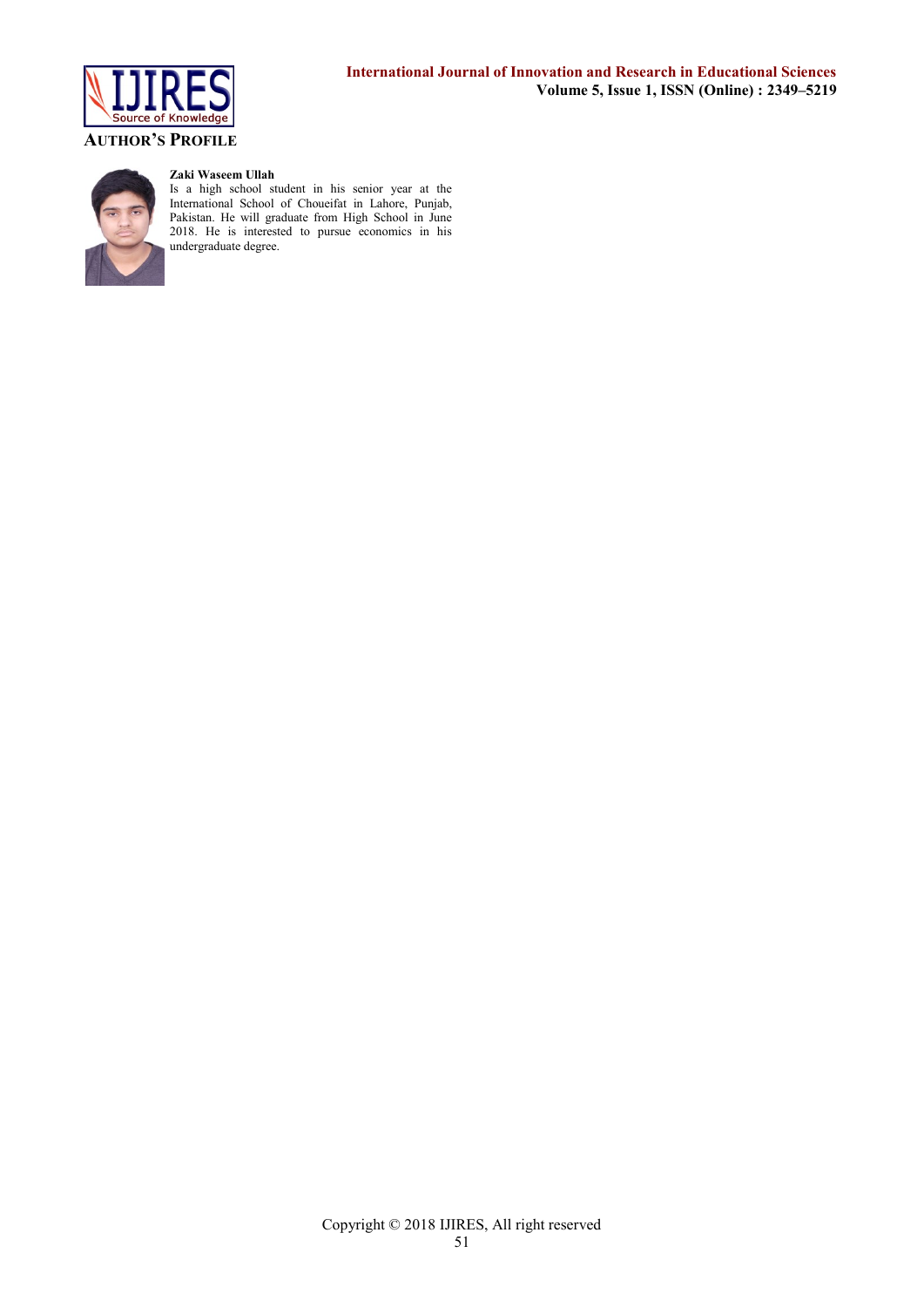## AUTHOR'S PROFILE

**Zaki Waseem Ullah**
Is a high school student in his senior year at the International School of Choueifat in Lahore, Punjab, Pakistan. He will graduate from High School in June 2018. He is interested to pursue economics in his undergraduate degree.